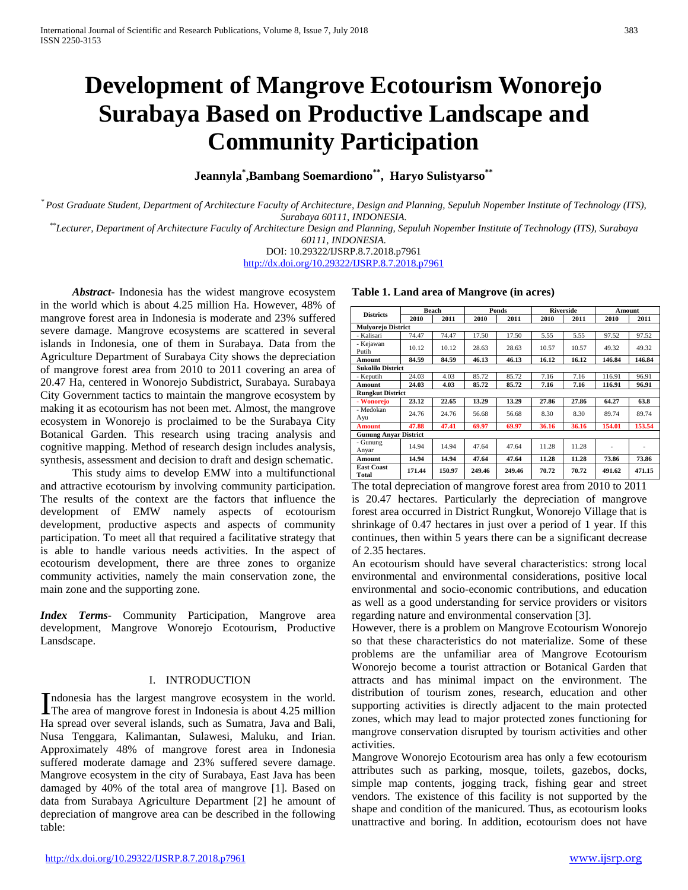# Development of Mangrove Ecotourism Wonorejo Surabaya Based on Productive Landscape and Community Participation

**Jeannyla*, Bambang Soemardiono**, Haryo Sulistyarso****

\* Post Graduate Student, Department of Architecture Faculty of Architecture, Design and Planning, Sepuluh Nopember Institute of Technology (ITS), Surabaya 60111, INDONESIA.

\*\* Lecturer, Department of Architecture Faculty of Architecture Design and Planning, Sepuluh Nopember Institute of Technology (ITS), Surabaya 60111, INDONESIA.

DOI: 10.29322/IJSRP.8.7.2018.p7961
http://dx.doi.org/10.29322/IJSRP.8.7.2018.p7961

***Abstract-*** Indonesia has the widest mangrove ecosystem in the world which is about 4.25 million Ha. However, 48% of mangrove forest area in Indonesia is moderate and 23% suffered severe damage. Mangrove ecosystems are scattered in several islands in Indonesia, one of them in Surabaya. Data from the Agriculture Department of Surabaya City shows the depreciation of mangrove forest area from 2010 to 2011 covering an area of 20.47 Ha, centered in Wonorejo Subdistrict, Surabaya. Surabaya City Government tactics to maintain the mangrove ecosystem by making it as ecotourism has not been met. Almost, the mangrove ecosystem in Wonorejo is proclaimed to be the Surabaya City Botanical Garden. This research using tracing analysis and cognitive mapping. Method of research design includes analysis, synthesis, assessment and decision to draft and design schematic.

This study aims to develop EMW into a multifunctional and attractive ecotourism by involving community participation. The results of the context are the factors that influence the development of EMW namely aspects of ecotourism development, productive aspects and aspects of community participation. To meet all that required a facilitative strategy that is able to handle various needs activities. In the aspect of ecotourism development, there are three zones to organize community activities, namely the main conservation zone, the main zone and the supporting zone.

***Index Terms***- Community Participation, Mangrove area development, Mangrove Wonorejo Ecotourism, Productive Lansdscape.

## I. INTRODUCTION

Indonesia has the largest mangrove ecosystem in the world. The area of mangrove forest in Indonesia is about 4.25 million Ha spread over several islands, such as Sumatra, Java and Bali, Nusa Tenggara, Kalimantan, Sulawesi, Maluku, and Irian. Approximately 48% of mangrove forest area in Indonesia suffered moderate damage and 23% suffered severe damage. Mangrove ecosystem in the city of Surabaya, East Java has been damaged by 40% of the total area of mangrove [1]. Based on data from Surabaya Agriculture Department [2] he amount of depreciation of mangrove area can be described in the following table:

**Table 1. Land area of Mangrove (in acres)**

| Districts | Beach | | Ponds | | Riverside | | Amount | |
|---|---|---|---|---|---|---|---|---|
| | 2010 | 2011 | 2010 | 2011 | 2010 | 2011 | 2010 | 2011 |
| **Mulyorejo District** | | | | | | | | |
| - Kalisari | 74.47 | 74.47 | 17.50 | 17.50 | 5.55 | 5.55 | 97.52 | 97.52 |
| - Kejawan Putih | 10.12 | 10.12 | 28.63 | 28.63 | 10.57 | 10.57 | 49.32 | 49.32 |
| **Amount** | **84.59** | **84.59** | **46.13** | **46.13** | **16.12** | **16.12** | **146.84** | **146.84** |
| **Sukolilo District** | | | | | | | | |
| - Keputih | 24.03 | 4.03 | 85.72 | 85.72 | 7.16 | 7.16 | 116.91 | 96.91 |
| **Amount** | **24.03** | **4.03** | **85.72** | **85.72** | **7.16** | **7.16** | **116.91** | **96.91** |
| **Rungkut District** | | | | | | | | |
| **- Wonorejo** | **23.12** | **22.65** | **13.29** | **13.29** | **27.86** | **27.86** | **64.27** | **63.8** |
| - Medokan Ayu | 24.76 | 24.76 | 56.68 | 56.68 | 8.30 | 8.30 | 89.74 | 89.74 |
| **Amount** | **47.88** | **47.41** | **69.97** | **69.97** | **36.16** | **36.16** | **154.01** | **153.54** |
| **Gunung Anyar District** | | | | | | | | |
| - Gunung Anyar | 14.94 | 14.94 | 47.64 | 47.64 | 11.28 | 11.28 | - | - |
| **Amount** | **14.94** | **14.94** | **47.64** | **47.64** | **11.28** | **11.28** | **73.86** | **73.86** |
| **East Coast Total** | **171.44** | **150.97** | **249.46** | **249.46** | **70.72** | **70.72** | **491.62** | **471.15** |

The total depreciation of mangrove forest area from 2010 to 2011 is 20.47 hectares. Particularly the depreciation of mangrove forest area occurred in District Rungkut, Wonorejo Village that is shrinkage of 0.47 hectares in just over a period of 1 year. If this continues, then within 5 years there can be a significant decrease of 2.35 hectares.

An ecotourism should have several characteristics: strong local environmental and environmental considerations, positive local environmental and socio-economic contributions, and education as well as a good understanding for service providers or visitors regarding nature and environmental conservation [3].

However, there is a problem on Mangrove Ecotourism Wonorejo so that these characteristics do not materialize. Some of these problems are the unfamiliar area of Mangrove Ecotourism Wonorejo become a tourist attraction or Botanical Garden that attracts and has minimal impact on the environment. The distribution of tourism zones, research, education and other supporting activities is directly adjacent to the main protected zones, which may lead to major protected zones functioning for mangrove conservation disrupted by tourism activities and other activities.

Mangrove Wonorejo Ecotourism area has only a few ecotourism attributes such as parking, mosque, toilets, gazebos, docks, simple map contents, jogging track, fishing gear and street vendors. The existence of this facility is not supported by the shape and condition of the manicured. Thus, as ecotourism looks unattractive and boring. In addition, ecotourism does not have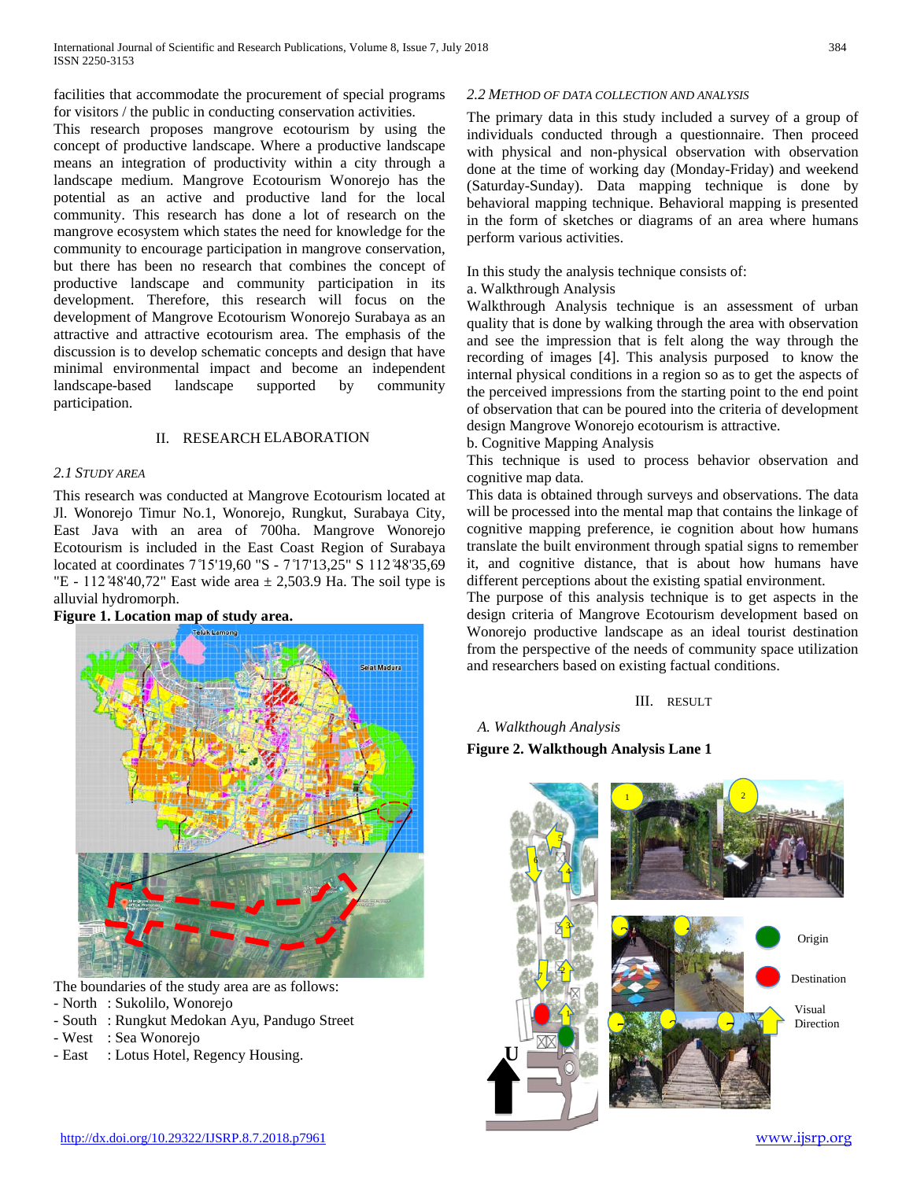facilities that accommodate the procurement of special programs for visitors / the public in conducting conservation activities.

This research proposes mangrove ecotourism by using the concept of productive landscape. Where a productive landscape means an integration of productivity within a city through a landscape medium. Mangrove Ecotourism Wonorejo has the potential as an active and productive land for the local community. This research has done a lot of research on the mangrove ecosystem which states the need for knowledge for the community to encourage participation in mangrove conservation, but there has been no research that combines the concept of productive landscape and community participation in its development. Therefore, this research will focus on the development of Mangrove Ecotourism Wonorejo Surabaya as an attractive and attractive ecotourism area. The emphasis of the discussion is to develop schematic concepts and design that have minimal environmental impact and become an independent landscape-based landscape supported by community participation.

## II. RESEARCH ELABORATION

### *2.1 Study Area*

This research was conducted at Mangrove Ecotourism located at Jl. Wonorejo Timur No.1, Wonorejo, Rungkut, Surabaya City, East Java with an area of 700ha. Mangrove Wonorejo Ecotourism is included in the East Coast Region of Surabaya located at coordinates 7˚15'19,60 "S - 7˚17'13,25" S 112˚48'35,69 "E - 112˚48'40,72" East wide area ± 2,503.9 Ha. The soil type is alluvial hydromorph.

**Figure 1. Location map of study area.**

The boundaries of the study area are as follows:

- North : Sukolilo, Wonorejo
- South : Rungkut Medokan Ayu, Pandugo Street
- West : Sea Wonorejo
- East : Lotus Hotel, Regency Housing.

### *2.2 Method of Data Collection and Analysis*

The primary data in this study included a survey of a group of individuals conducted through a questionnaire. Then proceed with physical and non-physical observation with observation done at the time of working day (Monday-Friday) and weekend (Saturday-Sunday). Data mapping technique is done by behavioral mapping technique. Behavioral mapping is presented in the form of sketches or diagrams of an area where humans perform various activities.

In this study the analysis technique consists of:

a. Walkthrough Analysis

Walkthrough Analysis technique is an assessment of urban quality that is done by walking through the area with observation and see the impression that is felt along the way through the recording of images [4]. This analysis purposed to know the internal physical conditions in a region so as to get the aspects of the perceived impressions from the starting point to the end point of observation that can be poured into the criteria of development design Mangrove Wonorejo ecotourism is attractive.

b. Cognitive Mapping Analysis

This technique is used to process behavior observation and cognitive map data.

This data is obtained through surveys and observations. The data will be processed into the mental map that contains the linkage of cognitive mapping preference, ie cognition about how humans translate the built environment through spatial signs to remember it, and cognitive distance, that is about how humans have different perceptions about the existing spatial environment.

The purpose of this analysis technique is to get aspects in the design criteria of Mangrove Ecotourism development based on Wonorejo productive landscape as an ideal tourist destination from the perspective of the needs of community space utilization and researchers based on existing factual conditions.

## III. RESULT

### *A. Walkthough Analysis*

**Figure 2. Walkthough Analysis Lane 1**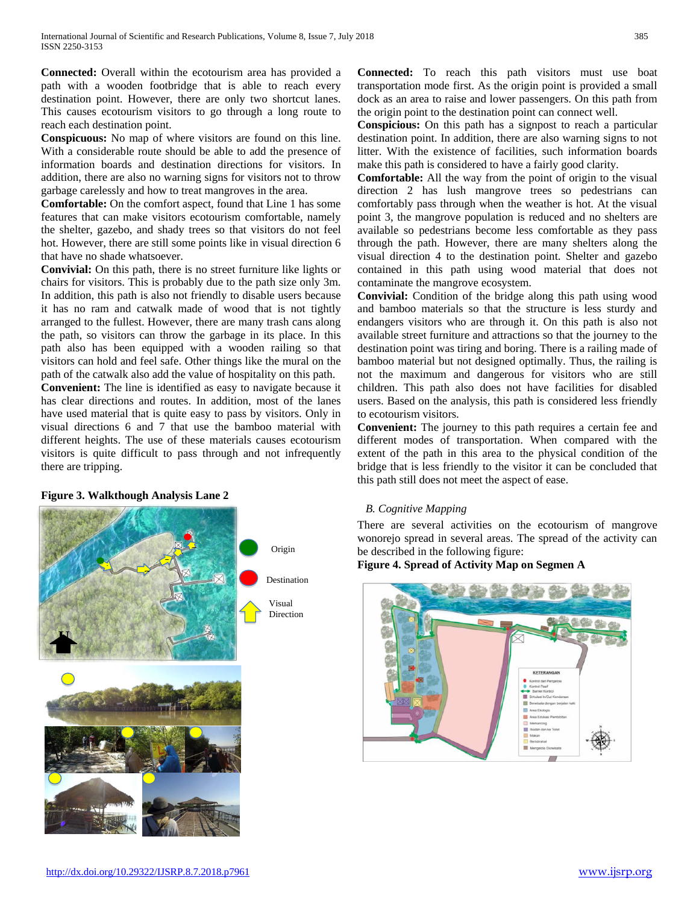**Connected:** Overall within the ecotourism area has provided a path with a wooden footbridge that is able to reach every destination point. However, there are only two shortcut lanes. This causes ecotourism visitors to go through a long route to reach each destination point.

**Conspicuous:** No map of where visitors are found on this line. With a considerable route should be able to add the presence of information boards and destination directions for visitors. In addition, there are also no warning signs for visitors not to throw garbage carelessly and how to treat mangroves in the area.

**Comfortable:** On the comfort aspect, found that Line 1 has some features that can make visitors ecotourism comfortable, namely the shelter, gazebo, and shady trees so that visitors do not feel hot. However, there are still some points like in visual direction 6 that have no shade whatsoever.

**Convivial:** On this path, there is no street furniture like lights or chairs for visitors. This is probably due to the path size only 3m. In addition, this path is also not friendly to disable users because it has no ram and catwalk made of wood that is not tightly arranged to the fullest. However, there are many trash cans along the path, so visitors can throw the garbage in its place. In this path also has been equipped with a wooden railing so that visitors can hold and feel safe. Other things like the mural on the path of the catwalk also add the value of hospitality on this path.

**Convenient:** The line is identified as easy to navigate because it has clear directions and routes. In addition, most of the lanes have used material that is quite easy to pass by visitors. Only in visual directions 6 and 7 that use the bamboo material with different heights. The use of these materials causes ecotourism visitors is quite difficult to pass through and not infrequently there are tripping.

**Figure 3. Walkthough Analysis Lane 2**

**Connected:** To reach this path visitors must use boat transportation mode first. As the origin point is provided a small dock as an area to raise and lower passengers. On this path from the origin point to the destination point can connect well.

**Conspicious:** On this path has a signpost to reach a particular destination point. In addition, there are also warning signs to not litter. With the existence of facilities, such information boards make this path is considered to have a fairly good clarity.

**Comfortable:** All the way from the point of origin to the visual direction 2 has lush mangrove trees so pedestrians can comfortably pass through when the weather is hot. At the visual point 3, the mangrove population is reduced and no shelters are available so pedestrians become less comfortable as they pass through the path. However, there are many shelters along the visual direction 4 to the destination point. Shelter and gazebo contained in this path using wood material that does not contaminate the mangrove ecosystem.

**Convivial:** Condition of the bridge along this path using wood and bamboo materials so that the structure is less sturdy and endangers visitors who are through it. On this path is also not available street furniture and attractions so that the journey to the destination point was tiring and boring. There is a railing made of bamboo material but not designed optimally. Thus, the railing is not the maximum and dangerous for visitors who are still children. This path also does not have facilities for disabled users. Based on the analysis, this path is considered less friendly to ecotourism visitors.

**Convenient:** The journey to this path requires a certain fee and different modes of transportation. When compared with the extent of the path in this area to the physical condition of the bridge that is less friendly to the visitor it can be concluded that this path still does not meet the aspect of ease.

## *B. Cognitive Mapping*

There are several activities on the ecotourism of mangrove wonorejo spread in several areas. The spread of the activity can be described in the following figure:

**Figure 4. Spread of Activity Map on Segmen A**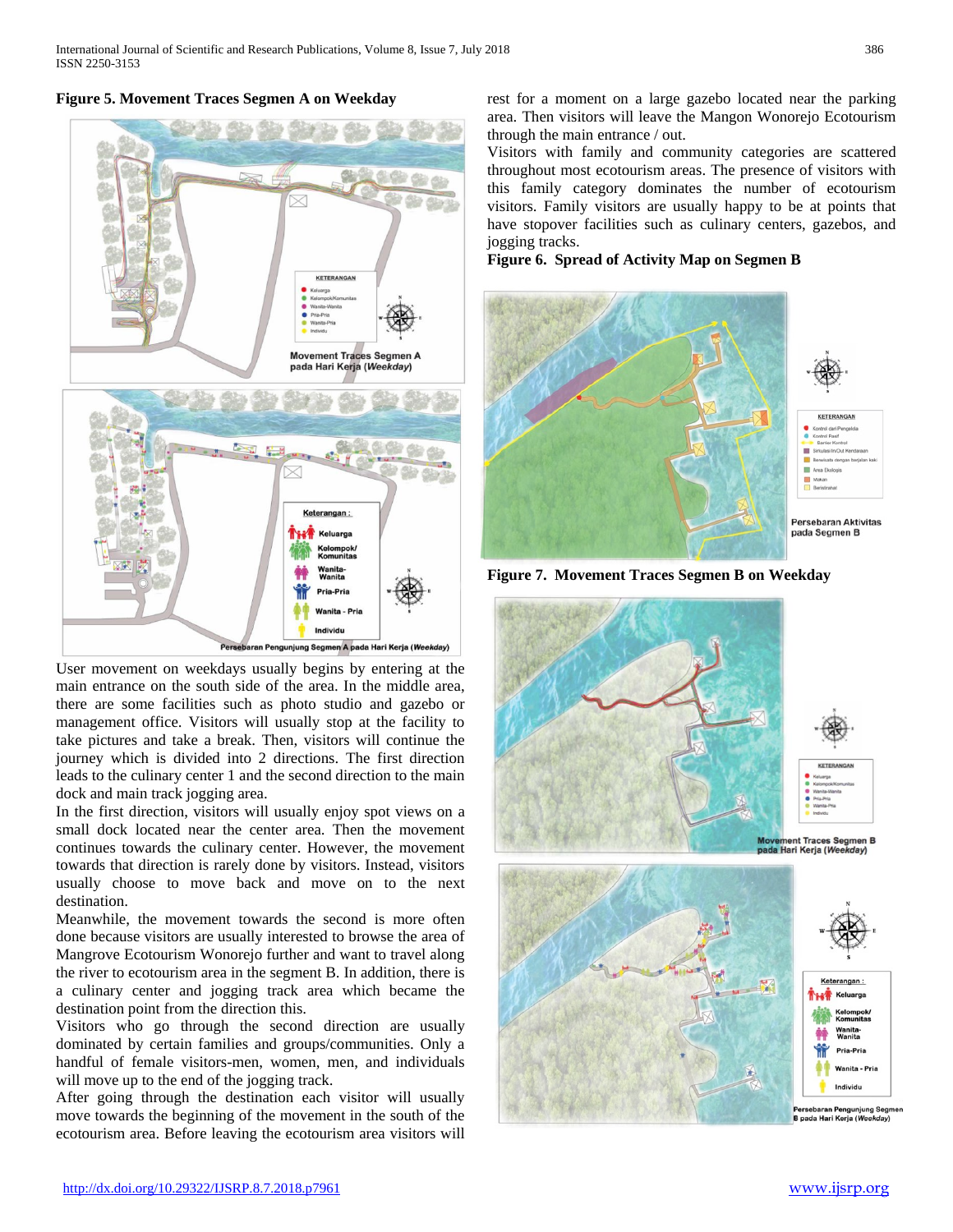**Figure 5. Movement Traces Segmen A on Weekday**

User movement on weekdays usually begins by entering at the main entrance on the south side of the area. In the middle area, there are some facilities such as photo studio and gazebo or management office. Visitors will usually stop at the facility to take pictures and take a break. Then, visitors will continue the journey which is divided into 2 directions. The first direction leads to the culinary center 1 and the second direction to the main dock and main track jogging area.

In the first direction, visitors will usually enjoy spot views on a small dock located near the center area. Then the movement continues towards the culinary center. However, the movement towards that direction is rarely done by visitors. Instead, visitors usually choose to move back and move on to the next destination.

Meanwhile, the movement towards the second is more often done because visitors are usually interested to browse the area of Mangrove Ecotourism Wonorejo further and want to travel along the river to ecotourism area in the segment B. In addition, there is a culinary center and jogging track area which became the destination point from the direction this.

Visitors who go through the second direction are usually dominated by certain families and groups/communities. Only a handful of female visitors-men, women, men, and individuals will move up to the end of the jogging track.

After going through the destination each visitor will usually move towards the beginning of the movement in the south of the ecotourism area. Before leaving the ecotourism area visitors will rest for a moment on a large gazebo located near the parking area. Then visitors will leave the Mangon Wonorejo Ecotourism through the main entrance / out.

Visitors with family and community categories are scattered throughout most ecotourism areas. The presence of visitors with this family category dominates the number of ecotourism visitors. Family visitors are usually happy to be at points that have stopover facilities such as culinary centers, gazebos, and jogging tracks.

**Figure 6. Spread of Activity Map on Segmen B**

**Figure 7. Movement Traces Segmen B on Weekday**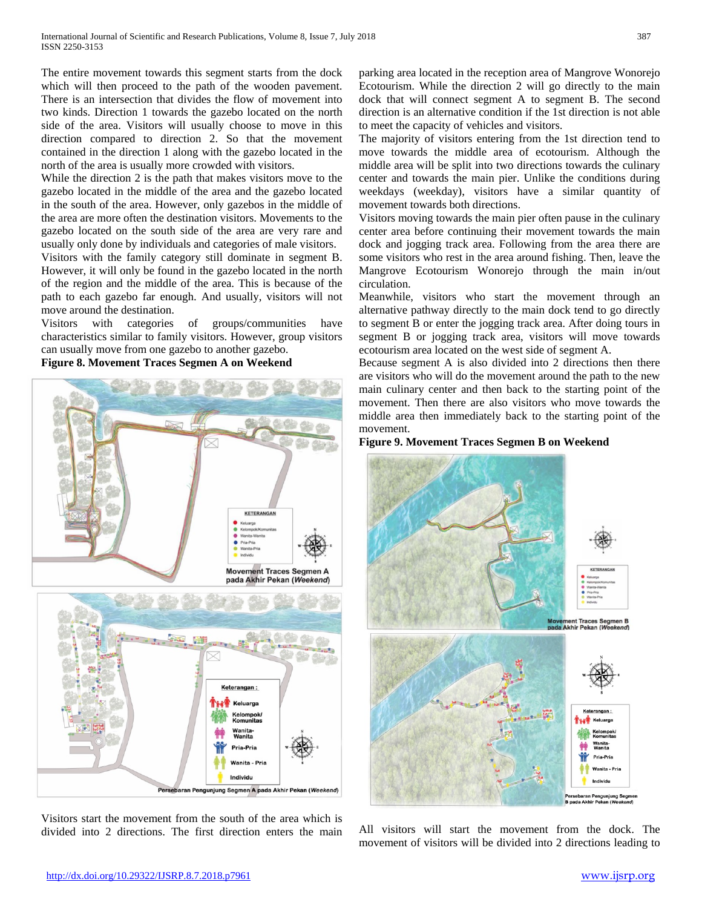The entire movement towards this segment starts from the dock which will then proceed to the path of the wooden pavement. There is an intersection that divides the flow of movement into two kinds. Direction 1 towards the gazebo located on the north side of the area. Visitors will usually choose to move in this direction compared to direction 2. So that the movement contained in the direction 1 along with the gazebo located in the north of the area is usually more crowded with visitors.

While the direction 2 is the path that makes visitors move to the gazebo located in the middle of the area and the gazebo located in the south of the area. However, only gazebos in the middle of the area are more often the destination visitors. Movements to the gazebo located on the south side of the area are very rare and usually only done by individuals and categories of male visitors.

Visitors with the family category still dominate in segment B. However, it will only be found in the gazebo located in the north of the region and the middle of the area. This is because of the path to each gazebo far enough. And usually, visitors will not move around the destination.

Visitors with categories of groups/communities have characteristics similar to family visitors. However, group visitors can usually move from one gazebo to another gazebo.

**Figure 8. Movement Traces Segmen A on Weekend**

Visitors start the movement from the south of the area which is divided into 2 directions. The first direction enters the main parking area located in the reception area of Mangrove Wonorejo Ecotourism. While the direction 2 will go directly to the main dock that will connect segment A to segment B. The second direction is an alternative condition if the 1st direction is not able to meet the capacity of vehicles and visitors.

The majority of visitors entering from the 1st direction tend to move towards the middle area of ecotourism. Although the middle area will be split into two directions towards the culinary center and towards the main pier. Unlike the conditions during weekdays (weekday), visitors have a similar quantity of movement towards both directions.

Visitors moving towards the main pier often pause in the culinary center area before continuing their movement towards the main dock and jogging track area. Following from the area there are some visitors who rest in the area around fishing. Then, leave the Mangrove Ecotourism Wonorejo through the main in/out circulation.

Meanwhile, visitors who start the movement through an alternative pathway directly to the main dock tend to go directly to segment B or enter the jogging track area. After doing tours in segment B or jogging track area, visitors will move towards ecotourism area located on the west side of segment A.

Because segment A is also divided into 2 directions then there are visitors who will do the movement around the path to the new main culinary center and then back to the starting point of the movement. Then there are also visitors who move towards the middle area then immediately back to the starting point of the movement.

**Figure 9. Movement Traces Segmen B on Weekend**

All visitors will start the movement from the dock. The movement of visitors will be divided into 2 directions leading to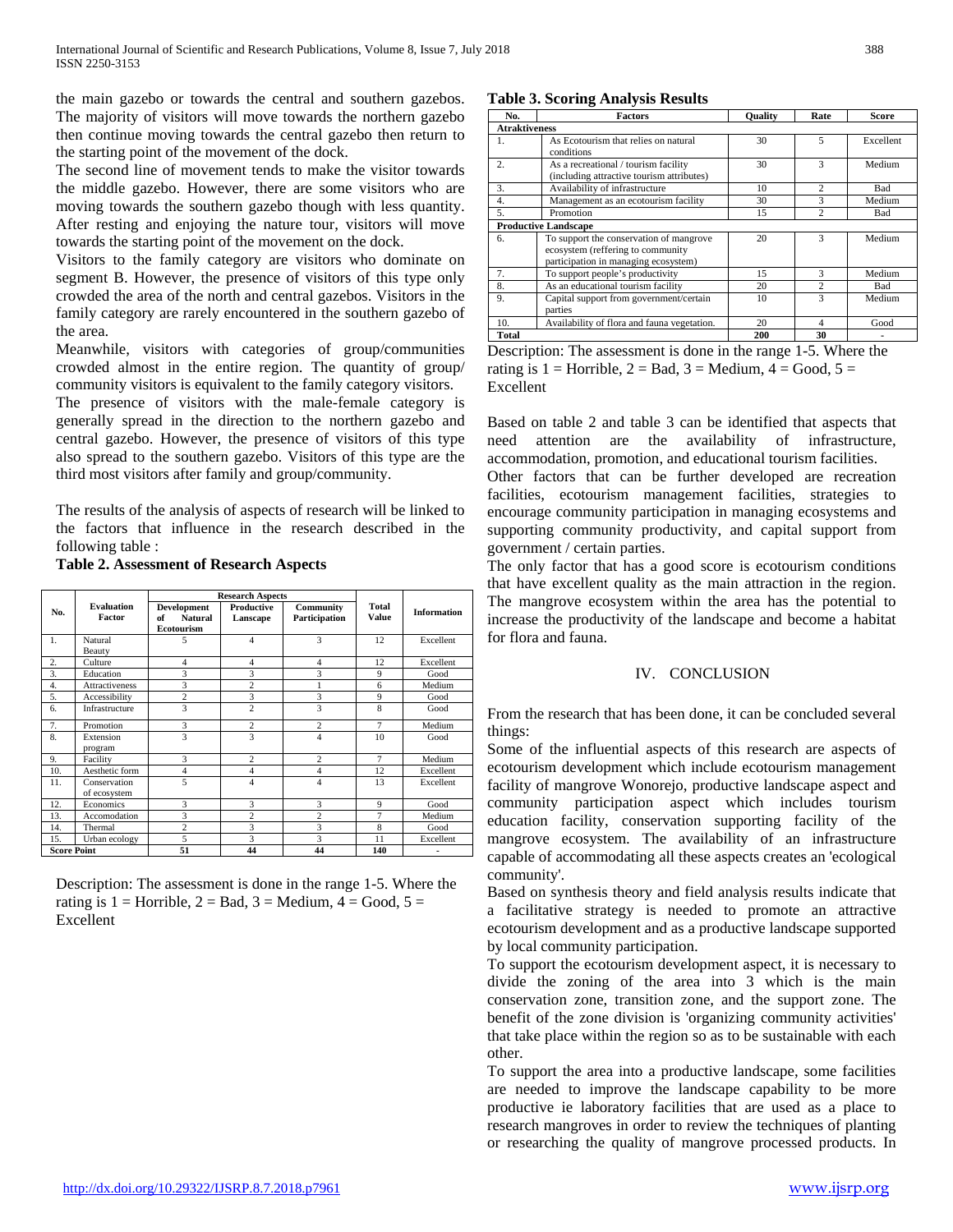the main gazebo or towards the central and southern gazebos. The majority of visitors will move towards the northern gazebo then continue moving towards the central gazebo then return to the starting point of the movement of the dock.

The second line of movement tends to make the visitor towards the middle gazebo. However, there are some visitors who are moving towards the southern gazebo though with less quantity. After resting and enjoying the nature tour, visitors will move towards the starting point of the movement on the dock.

Visitors to the family category are visitors who dominate on segment B. However, the presence of visitors of this type only crowded the area of the north and central gazebos. Visitors in the family category are rarely encountered in the southern gazebo of the area.

Meanwhile, visitors with categories of group/communities crowded almost in the entire region. The quantity of group/ community visitors is equivalent to the family category visitors.

The presence of visitors with the male-female category is generally spread in the direction to the northern gazebo and central gazebo. However, the presence of visitors of this type also spread to the southern gazebo. Visitors of this type are the third most visitors after family and group/community.

The results of the analysis of aspects of research will be linked to the factors that influence in the research described in the following table :

**Table 2. Assessment of Research Aspects**

| No. | Evaluation Factor | Research Aspects | | | Total Value | Information |
|---|---|---|---|---|---|---|
| | | Development of Natural Ecotourism | Productive Lanscape | Community Participation | | |
| 1. | Natural Beauty | 5 | 4 | 3 | 12 | Excellent |
| 2. | Culture | 4 | 4 | 4 | 12 | Excellent |
| 3. | Education | 3 | 3 | 3 | 9 | Good |
| 4. | Attractiveness | 3 | 2 | 1 | 6 | Medium |
| 5. | Accessibility | 2 | 3 | 3 | 9 | Good |
| 6. | Infrastructure | 3 | 2 | 3 | 8 | Good |
| 7. | Promotion | 3 | 2 | 2 | 7 | Medium |
| 8. | Extension program | 3 | 3 | 4 | 10 | Good |
| 9. | Facility | 3 | 2 | 2 | 7 | Medium |
| 10. | Aesthetic form | 4 | 4 | 4 | 12 | Excellent |
| 11. | Conservation of ecosystem | 5 | 4 | 4 | 13 | Excellent |
| 12. | Economics | 3 | 3 | 3 | 9 | Good |
| 13. | Accomodation | 3 | 2 | 2 | 7 | Medium |
| 14. | Thermal | 2 | 3 | 3 | 8 | Good |
| 15. | Urban ecology | 5 | 3 | 3 | 11 | Excellent |
| **Score Point** | | **51** | **44** | **44** | **140** | - |

Description: The assessment is done in the range 1-5. Where the rating is 1 = Horrible, 2 = Bad, 3 = Medium, 4 = Good, 5 = Excellent

**Table 3. Scoring Analysis Results**

| No. | Factors | Quality | Rate | Score |
|---|---|---|---|---|
| **Atraktiveness** | | | | |
| 1. | As Ecotourism that relies on natural conditions | 30 | 5 | Excellent |
| 2. | As a recreational / tourism facility (including attractive tourism attributes) | 30 | 3 | Medium |
| 3. | Availability of infrastructure | 10 | 2 | Bad |
| 4. | Management as an ecotourism facility | 30 | 3 | Medium |
| 5. | Promotion | 15 | 2 | Bad |
| **Productive Landscape** | | | | |
| 6. | To support the conservation of mangrove ecosystem (reffering to community participation in managing ecosystem) | 20 | 3 | Medium |
| 7. | To support people's productivity | 15 | 3 | Medium |
| 8. | As an educational tourism facility | 20 | 2 | Bad |
| 9. | Capital support from government/certain parties | 10 | 3 | Medium |
| 10. | Availability of flora and fauna vegetation. | 20 | 4 | Good |
| **Total** | | **200** | **30** | - |

Description: The assessment is done in the range 1-5. Where the rating is 1 = Horrible, 2 = Bad, 3 = Medium, 4 = Good, 5 = Excellent

Based on table 2 and table 3 can be identified that aspects that need attention are the availability of infrastructure, accommodation, promotion, and educational tourism facilities.

Other factors that can be further developed are recreation facilities, ecotourism management facilities, strategies to encourage community participation in managing ecosystems and supporting community productivity, and capital support from government / certain parties.

The only factor that has a good score is ecotourism conditions that have excellent quality as the main attraction in the region. The mangrove ecosystem within the area has the potential to increase the productivity of the landscape and become a habitat for flora and fauna.

## IV. CONCLUSION

From the research that has been done, it can be concluded several things:

Some of the influential aspects of this research are aspects of ecotourism development which include ecotourism management facility of mangrove Wonorejo, productive landscape aspect and community participation aspect which includes tourism education facility, conservation supporting facility of the mangrove ecosystem. The availability of an infrastructure capable of accommodating all these aspects creates an 'ecological community'.

Based on synthesis theory and field analysis results indicate that a facilitative strategy is needed to promote an attractive ecotourism development and as a productive landscape supported by local community participation.

To support the ecotourism development aspect, it is necessary to divide the zoning of the area into 3 which is the main conservation zone, transition zone, and the support zone. The benefit of the zone division is 'organizing community activities' that take place within the region so as to be sustainable with each other.

To support the area into a productive landscape, some facilities are needed to improve the landscape capability to be more productive ie laboratory facilities that are used as a place to research mangroves in order to review the techniques of planting or researching the quality of mangrove processed products. In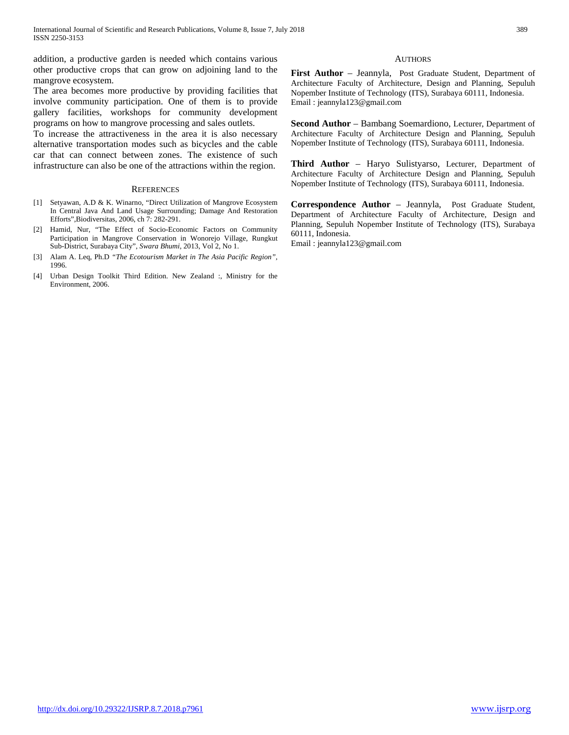addition, a productive garden is needed which contains various other productive crops that can grow on adjoining land to the mangrove ecosystem.

The area becomes more productive by providing facilities that involve community participation. One of them is to provide gallery facilities, workshops for community development programs on how to mangrove processing and sales outlets.

To increase the attractiveness in the area it is also necessary alternative transportation modes such as bicycles and the cable car that can connect between zones. The existence of such infrastructure can also be one of the attractions within the region.

## REFERENCES

[1] Setyawan, A.D & K. Winarno, "Direct Utilization of Mangrove Ecosystem In Central Java And Land Usage Surrounding; Damage And Restoration Efforts",Biodiversitas, 2006, ch 7: 282-291.

[2] Hamid, Nur, "The Effect of Socio-Economic Factors on Community Participation in Mangrove Conservation in Wonorejo Village, Rungkut Sub-District, Surabaya City", *Swara Bhumi*, 2013, Vol 2, No 1.

[3] Alam A. Leq, Ph.D *"The Ecotourism Market in The Asia Pacific Region"*, 1996.

[4] Urban Design Toolkit Third Edition. New Zealand :, Ministry for the Environment, 2006.

## AUTHORS

**First Author** – Jeannyla, Post Graduate Student, Department of Architecture Faculty of Architecture, Design and Planning, Sepuluh Nopember Institute of Technology (ITS), Surabaya 60111, Indonesia.
Email : jeannyla123@gmail.com

**Second Author** – Bambang Soemardiono, Lecturer, Department of Architecture Faculty of Architecture Design and Planning, Sepuluh Nopember Institute of Technology (ITS), Surabaya 60111, Indonesia.

**Third Author** – Haryo Sulistyarso, Lecturer, Department of Architecture Faculty of Architecture Design and Planning, Sepuluh Nopember Institute of Technology (ITS), Surabaya 60111, Indonesia.

**Correspondence Author** – Jeannyla, Post Graduate Student, Department of Architecture Faculty of Architecture, Design and Planning, Sepuluh Nopember Institute of Technology (ITS), Surabaya 60111, Indonesia.
Email : jeannyla123@gmail.com